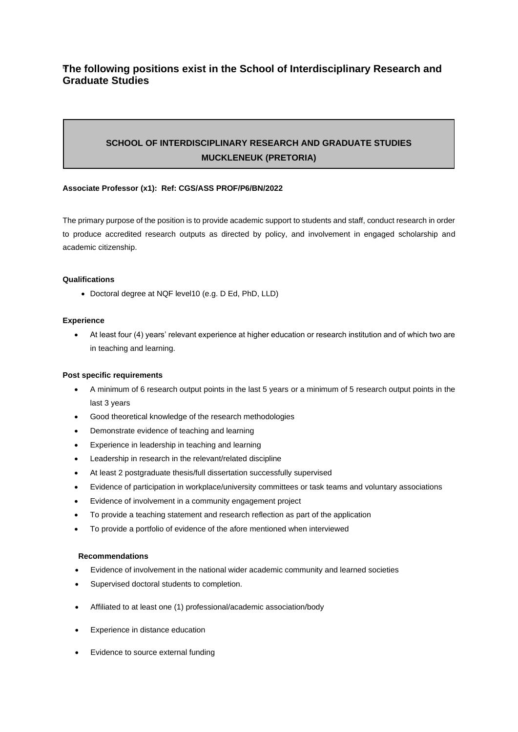## The following positions exist in the School of Interdisciplinary Research and Graduate Studies

**SCHOOL OF INTERDISCIPLINARY RESEARCH AND GRADUATE STUDIES**
**MUCKLENEUK (PRETORIA)**

**Associate Professor (x1): Ref: CGS/ASS PROF/P6/BN/2022**

The primary purpose of the position is to provide academic support to students and staff, conduct research in order to produce accredited research outputs as directed by policy, and involvement in engaged scholarship and academic citizenship.

**Qualifications**

- Doctoral degree at NQF level10 (e.g. D Ed, PhD, LLD)

**Experience**

- At least four (4) years' relevant experience at higher education or research institution and of which two are in teaching and learning.

**Post specific requirements**

- A minimum of 6 research output points in the last 5 years or a minimum of 5 research output points in the last 3 years
- Good theoretical knowledge of the research methodologies
- Demonstrate evidence of teaching and learning
- Experience in leadership in teaching and learning
- Leadership in research in the relevant/related discipline
- At least 2 postgraduate thesis/full dissertation successfully supervised
- Evidence of participation in workplace/university committees or task teams and voluntary associations
- Evidence of involvement in a community engagement project
- To provide a teaching statement and research reflection as part of the application
- To provide a portfolio of evidence of the afore mentioned when interviewed

**Recommendations**

- Evidence of involvement in the national wider academic community and learned societies
- Supervised doctoral students to completion.
- Affiliated to at least one (1) professional/academic association/body
- Experience in distance education
- Evidence to source external funding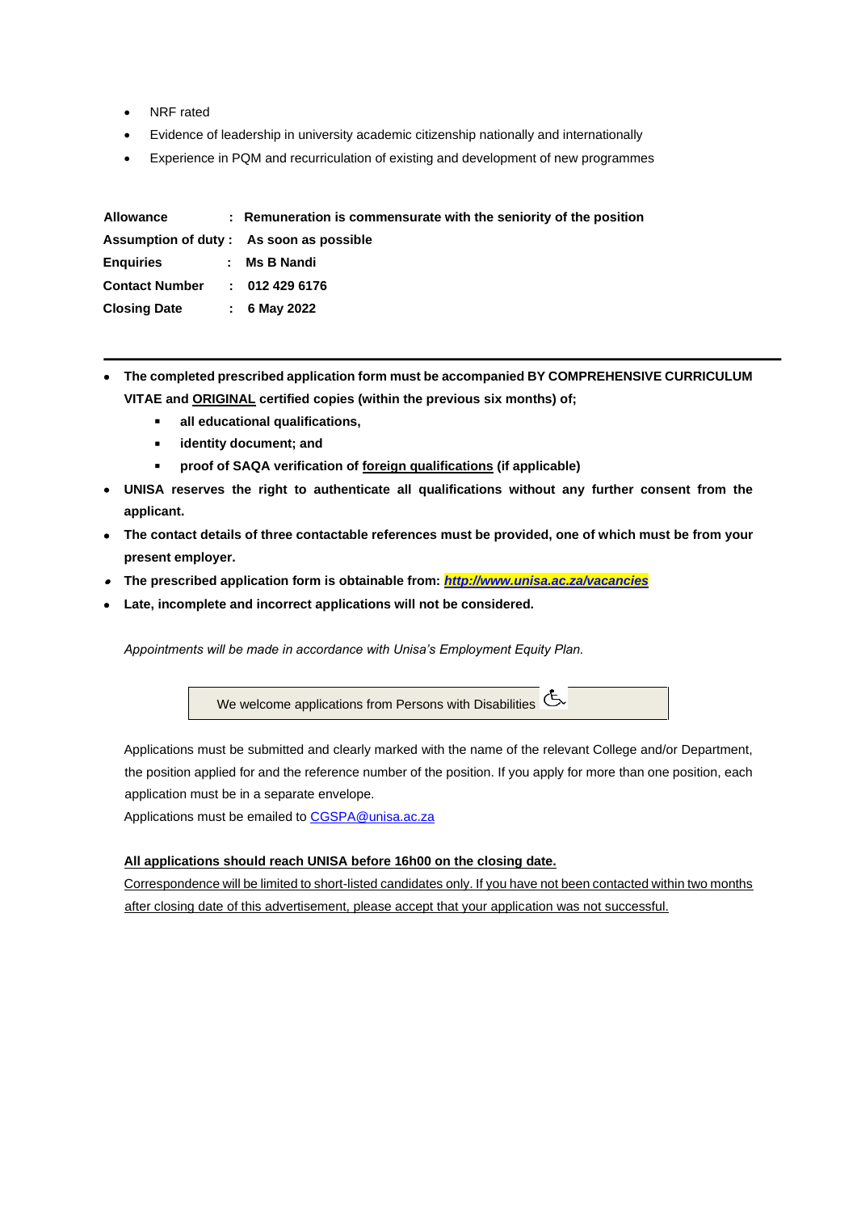- NRF rated
- Evidence of leadership in university academic citizenship nationally and internationally
- Experience in PQM and recurriculation of existing and development of new programmes

| | | |
|---|---|---|
| **Allowance** | **:** | **Remuneration is commensurate with the seniority of the position** |
| **Assumption of duty** | **:** | **As soon as possible** |
| **Enquiries** | **:** | **Ms B Nandi** |
| **Contact Number** | **:** | **012 429 6176** |
| **Closing Date** | **:** | **6 May 2022** |

---

- **The completed prescribed application form must be accompanied BY COMPREHENSIVE CURRICULUM VITAE and <u>ORIGINAL</u> certified copies (within the previous six months) of;**
  - **all educational qualifications,**
  - **identity document; and**
  - **proof of SAQA verification of <u>foreign qualifications</u> (if applicable)**
- **UNISA reserves the right to authenticate all qualifications without any further consent from the applicant.**
- **The contact details of three contactable references must be provided, one of which must be from your present employer.**
- **The prescribed application form is obtainable from: *http://www.unisa.ac.za/vacancies***
- **Late, incomplete and incorrect applications will not be considered.**

*Appointments will be made in accordance with Unisa's Employment Equity Plan.*

We welcome applications from Persons with Disabilities

Applications must be submitted and clearly marked with the name of the relevant College and/or Department, the position applied for and the reference number of the position. If you apply for more than one position, each application must be in a separate envelope.

Applications must be emailed to CGSPA@unisa.ac.za

**<u>All applications should reach UNISA before 16h00 on the closing date.</u>**

<u>Correspondence will be limited to short-listed candidates only. If you have not been contacted within two months after closing date of this advertisement, please accept that your application was not successful.</u>